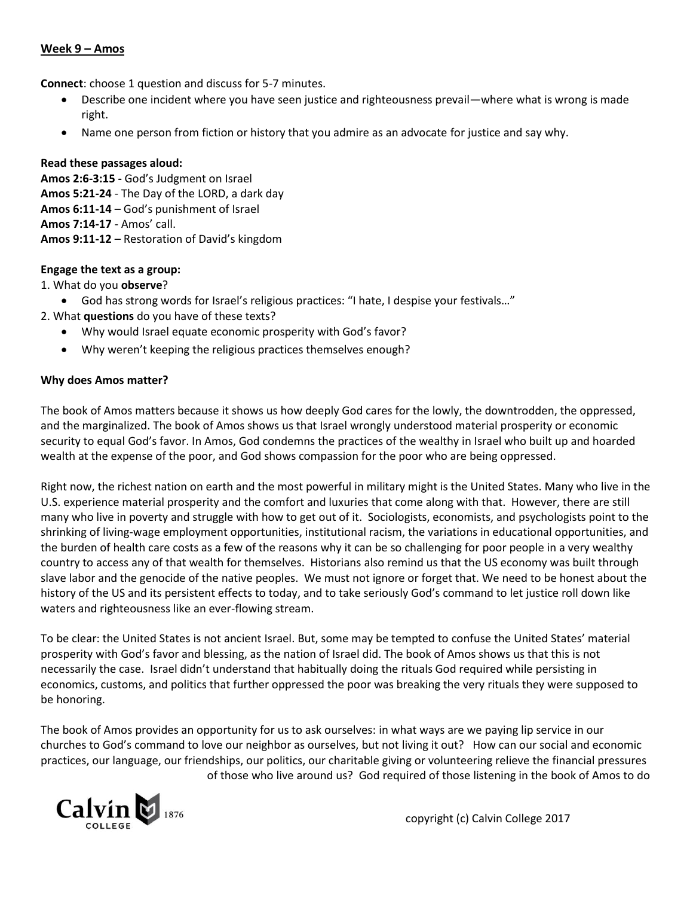## Week 9 – Amos

**Connect**: choose 1 question and discuss for 5-7 minutes.

- Describe one incident where you have seen justice and righteousness prevail—where what is wrong is made right.
- Name one person from fiction or history that you admire as an advocate for justice and say why.

**Read these passages aloud:**

**Amos 2:6-3:15 -** God's Judgment on Israel
**Amos 5:21-24** - The Day of the LORD, a dark day
**Amos 6:11-14** – God's punishment of Israel
**Amos 7:14-17** - Amos' call.
**Amos 9:11-12** – Restoration of David's kingdom

**Engage the text as a group:**

1. What do you **observe**?
   - God has strong words for Israel's religious practices: "I hate, I despise your festivals…"
2. What **questions** do you have of these texts?
   - Why would Israel equate economic prosperity with God's favor?
   - Why weren't keeping the religious practices themselves enough?

**Why does Amos matter?**

The book of Amos matters because it shows us how deeply God cares for the lowly, the downtrodden, the oppressed, and the marginalized. The book of Amos shows us that Israel wrongly understood material prosperity or economic security to equal God's favor. In Amos, God condemns the practices of the wealthy in Israel who built up and hoarded wealth at the expense of the poor, and God shows compassion for the poor who are being oppressed.

Right now, the richest nation on earth and the most powerful in military might is the United States. Many who live in the U.S. experience material prosperity and the comfort and luxuries that come along with that. However, there are still many who live in poverty and struggle with how to get out of it. Sociologists, economists, and psychologists point to the shrinking of living-wage employment opportunities, institutional racism, the variations in educational opportunities, and the burden of health care costs as a few of the reasons why it can be so challenging for poor people in a very wealthy country to access any of that wealth for themselves. Historians also remind us that the US economy was built through slave labor and the genocide of the native peoples. We must not ignore or forget that. We need to be honest about the history of the US and its persistent effects to today, and to take seriously God's command to let justice roll down like waters and righteousness like an ever-flowing stream.

To be clear: the United States is not ancient Israel. But, some may be tempted to confuse the United States' material prosperity with God's favor and blessing, as the nation of Israel did. The book of Amos shows us that this is not necessarily the case. Israel didn't understand that habitually doing the rituals God required while persisting in economics, customs, and politics that further oppressed the poor was breaking the very rituals they were supposed to be honoring.

The book of Amos provides an opportunity for us to ask ourselves: in what ways are we paying lip service in our churches to God's command to love our neighbor as ourselves, but not living it out? How can our social and economic practices, our language, our friendships, our politics, our charitable giving or volunteering relieve the financial pressures of those who live around us? God required of those listening in the book of Amos to do

copyright (c) Calvin College 2017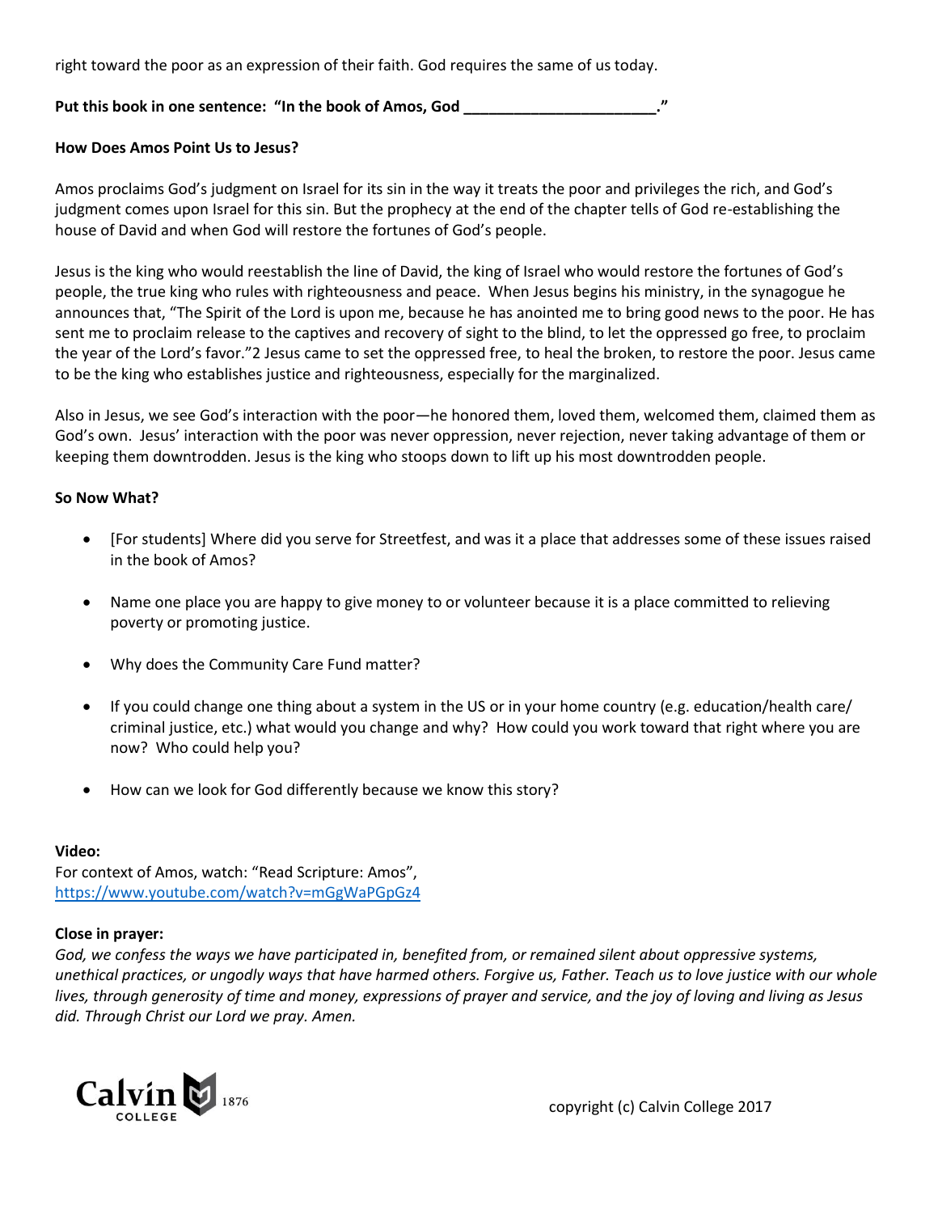right toward the poor as an expression of their faith. God requires the same of us today.

**Put this book in one sentence: "In the book of Amos, God _______________________."**

**How Does Amos Point Us to Jesus?**

Amos proclaims God's judgment on Israel for its sin in the way it treats the poor and privileges the rich, and God's judgment comes upon Israel for this sin. But the prophecy at the end of the chapter tells of God re-establishing the house of David and when God will restore the fortunes of God's people.

Jesus is the king who would reestablish the line of David, the king of Israel who would restore the fortunes of God's people, the true king who rules with righteousness and peace. When Jesus begins his ministry, in the synagogue he announces that, "The Spirit of the Lord is upon me, because he has anointed me to bring good news to the poor. He has sent me to proclaim release to the captives and recovery of sight to the blind, to let the oppressed go free, to proclaim the year of the Lord's favor."[2] Jesus came to set the oppressed free, to heal the broken, to restore the poor. Jesus came to be the king who establishes justice and righteousness, especially for the marginalized.

Also in Jesus, we see God's interaction with the poor—he honored them, loved them, welcomed them, claimed them as God's own. Jesus' interaction with the poor was never oppression, never rejection, never taking advantage of them or keeping them downtrodden. Jesus is the king who stoops down to lift up his most downtrodden people.

**So Now What?**

- [For students] Where did you serve for Streetfest, and was it a place that addresses some of these issues raised in the book of Amos?
- Name one place you are happy to give money to or volunteer because it is a place committed to relieving poverty or promoting justice.
- Why does the Community Care Fund matter?
- If you could change one thing about a system in the US or in your home country (e.g. education/health care/ criminal justice, etc.) what would you change and why? How could you work toward that right where you are now? Who could help you?
- How can we look for God differently because we know this story?

**Video:**
For context of Amos, watch: "Read Scripture: Amos", https://www.youtube.com/watch?v=mGgWaPGpGz4

**Close in prayer:**
*God, we confess the ways we have participated in, benefited from, or remained silent about oppressive systems, unethical practices, or ungodly ways that have harmed others. Forgive us, Father. Teach us to love justice with our whole lives, through generosity of time and money, expressions of prayer and service, and the joy of loving and living as Jesus did. Through Christ our Lord we pray. Amen.*

Calvin College 1876

copyright (c) Calvin College 2017